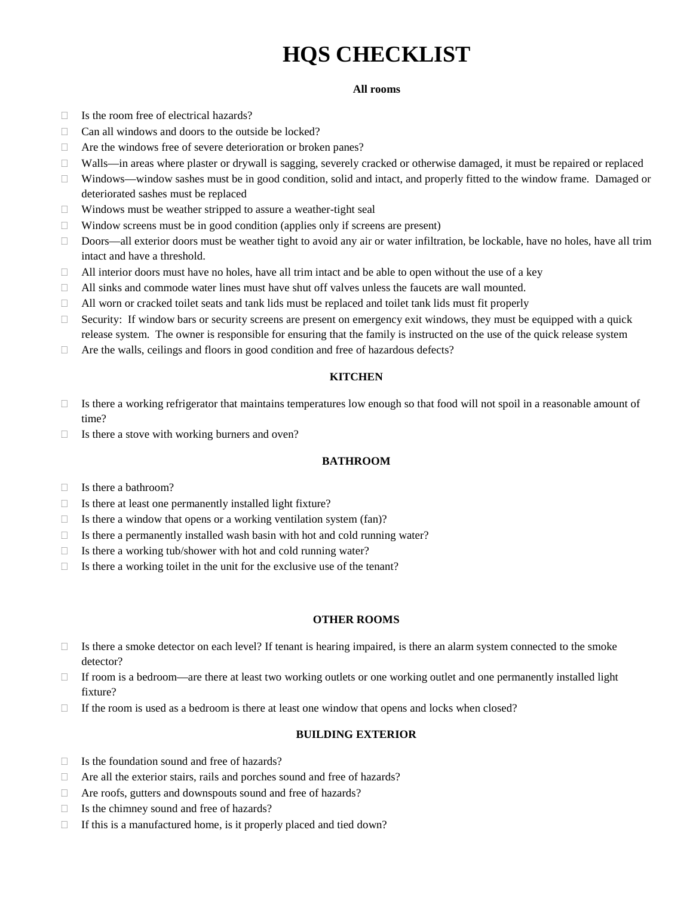# HQS CHECKLIST

### All rooms

- ☐ Is the room free of electrical hazards?
- ☐ Can all windows and doors to the outside be locked?
- ☐ Are the windows free of severe deterioration or broken panes?
- ☐ Walls—in areas where plaster or drywall is sagging, severely cracked or otherwise damaged, it must be repaired or replaced
- ☐ Windows—window sashes must be in good condition, solid and intact, and properly fitted to the window frame. Damaged or deteriorated sashes must be replaced
- ☐ Windows must be weather stripped to assure a weather-tight seal
- ☐ Window screens must be in good condition (applies only if screens are present)
- ☐ Doors—all exterior doors must be weather tight to avoid any air or water infiltration, be lockable, have no holes, have all trim intact and have a threshold.
- ☐ All interior doors must have no holes, have all trim intact and be able to open without the use of a key
- ☐ All sinks and commode water lines must have shut off valves unless the faucets are wall mounted.
- ☐ All worn or cracked toilet seats and tank lids must be replaced and toilet tank lids must fit properly
- ☐ Security: If window bars or security screens are present on emergency exit windows, they must be equipped with a quick release system. The owner is responsible for ensuring that the family is instructed on the use of the quick release system
- ☐ Are the walls, ceilings and floors in good condition and free of hazardous defects?

### KITCHEN

- ☐ Is there a working refrigerator that maintains temperatures low enough so that food will not spoil in a reasonable amount of time?
- ☐ Is there a stove with working burners and oven?

### BATHROOM

- ☐ Is there a bathroom?
- ☐ Is there at least one permanently installed light fixture?
- ☐ Is there a window that opens or a working ventilation system (fan)?
- ☐ Is there a permanently installed wash basin with hot and cold running water?
- ☐ Is there a working tub/shower with hot and cold running water?
- ☐ Is there a working toilet in the unit for the exclusive use of the tenant?

### OTHER ROOMS

- ☐ Is there a smoke detector on each level? If tenant is hearing impaired, is there an alarm system connected to the smoke detector?
- ☐ If room is a bedroom—are there at least two working outlets or one working outlet and one permanently installed light fixture?
- ☐ If the room is used as a bedroom is there at least one window that opens and locks when closed?

### BUILDING EXTERIOR

- ☐ Is the foundation sound and free of hazards?
- ☐ Are all the exterior stairs, rails and porches sound and free of hazards?
- ☐ Are roofs, gutters and downspouts sound and free of hazards?
- ☐ Is the chimney sound and free of hazards?
- ☐ If this is a manufactured home, is it properly placed and tied down?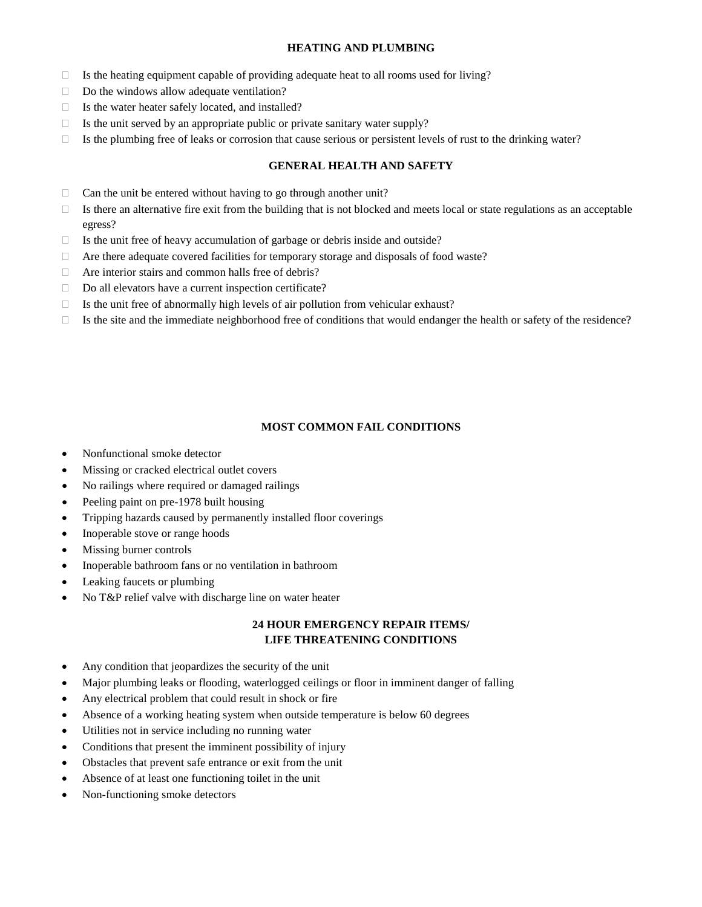## HEATING AND PLUMBING

- Is the heating equipment capable of providing adequate heat to all rooms used for living?
- Do the windows allow adequate ventilation?
- Is the water heater safely located, and installed?
- Is the unit served by an appropriate public or private sanitary water supply?
- Is the plumbing free of leaks or corrosion that cause serious or persistent levels of rust to the drinking water?

## GENERAL HEALTH AND SAFETY

- Can the unit be entered without having to go through another unit?
- Is there an alternative fire exit from the building that is not blocked and meets local or state regulations as an acceptable egress?
- Is the unit free of heavy accumulation of garbage or debris inside and outside?
- Are there adequate covered facilities for temporary storage and disposals of food waste?
- Are interior stairs and common halls free of debris?
- Do all elevators have a current inspection certificate?
- Is the unit free of abnormally high levels of air pollution from vehicular exhaust?
- Is the site and the immediate neighborhood free of conditions that would endanger the health or safety of the residence?

## MOST COMMON FAIL CONDITIONS

- Nonfunctional smoke detector
- Missing or cracked electrical outlet covers
- No railings where required or damaged railings
- Peeling paint on pre-1978 built housing
- Tripping hazards caused by permanently installed floor coverings
- Inoperable stove or range hoods
- Missing burner controls
- Inoperable bathroom fans or no ventilation in bathroom
- Leaking faucets or plumbing
- No T&P relief valve with discharge line on water heater

## 24 HOUR EMERGENCY REPAIR ITEMS/ LIFE THREATENING CONDITIONS

- Any condition that jeopardizes the security of the unit
- Major plumbing leaks or flooding, waterlogged ceilings or floor in imminent danger of falling
- Any electrical problem that could result in shock or fire
- Absence of a working heating system when outside temperature is below 60 degrees
- Utilities not in service including no running water
- Conditions that present the imminent possibility of injury
- Obstacles that prevent safe entrance or exit from the unit
- Absence of at least one functioning toilet in the unit
- Non-functioning smoke detectors